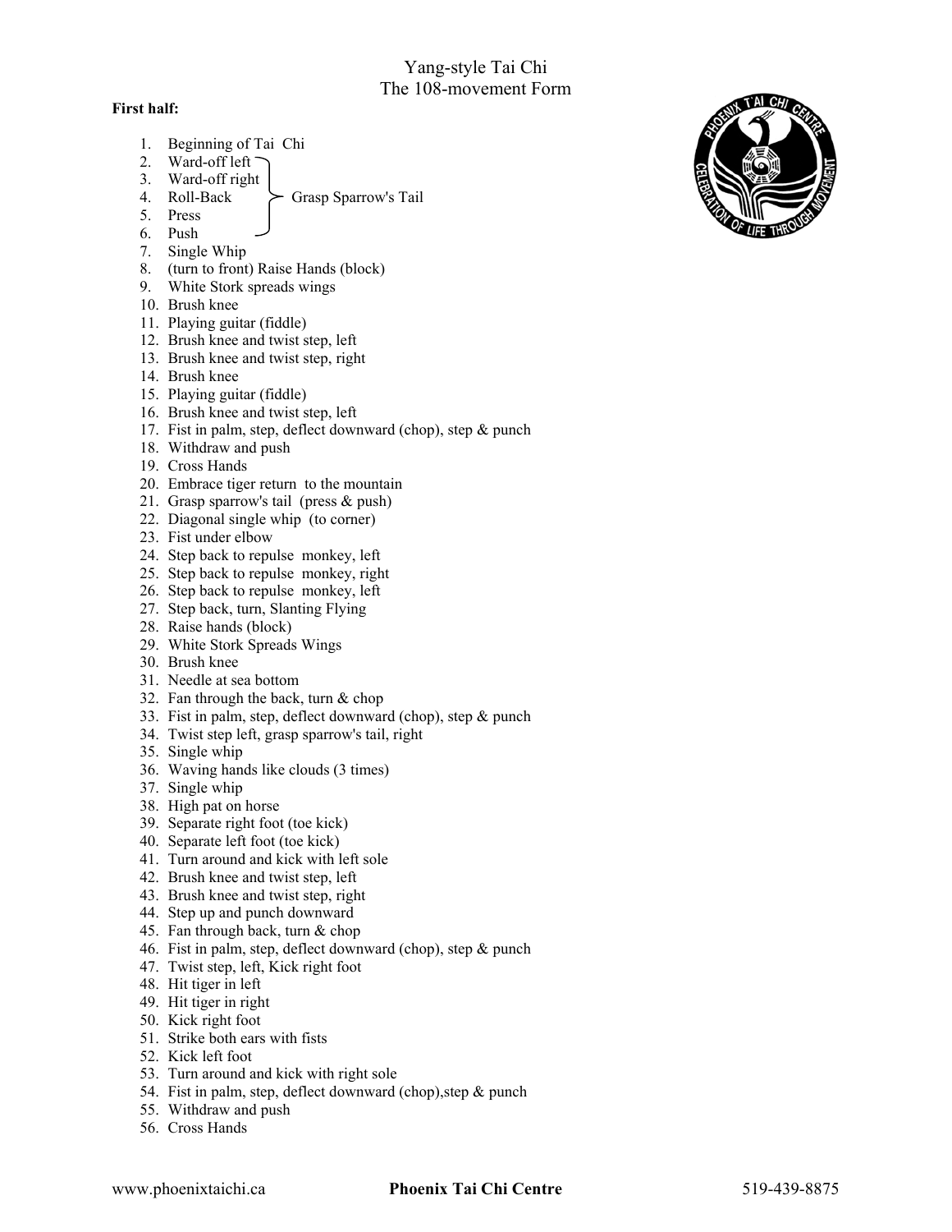# Yang-style Tai Chi
## The 108-movement Form

**First half:**

1. Beginning of Tai Chi
2. Ward-off left (Grasp Sparrow's Tail)
3. Ward-off right (Grasp Sparrow's Tail)
4. Roll-Back (Grasp Sparrow's Tail)
5. Press (Grasp Sparrow's Tail)
6. Push (Grasp Sparrow's Tail)
7. Single Whip
8. (turn to front) Raise Hands (block)
9. White Stork spreads wings
10. Brush knee
11. Playing guitar (fiddle)
12. Brush knee and twist step, left
13. Brush knee and twist step, right
14. Brush knee
15. Playing guitar (fiddle)
16. Brush knee and twist step, left
17. Fist in palm, step, deflect downward (chop), step & punch
18. Withdraw and push
19. Cross Hands
20. Embrace tiger return to the mountain
21. Grasp sparrow's tail (press & push)
22. Diagonal single whip (to corner)
23. Fist under elbow
24. Step back to repulse monkey, left
25. Step back to repulse monkey, right
26. Step back to repulse monkey, left
27. Step back, turn, Slanting Flying
28. Raise hands (block)
29. White Stork Spreads Wings
30. Brush knee
31. Needle at sea bottom
32. Fan through the back, turn & chop
33. Fist in palm, step, deflect downward (chop), step & punch
34. Twist step left, grasp sparrow's tail, right
35. Single whip
36. Waving hands like clouds (3 times)
37. Single whip
38. High pat on horse
39. Separate right foot (toe kick)
40. Separate left foot (toe kick)
41. Turn around and kick with left sole
42. Brush knee and twist step, left
43. Brush knee and twist step, right
44. Step up and punch downward
45. Fan through back, turn & chop
46. Fist in palm, step, deflect downward (chop), step & punch
47. Twist step, left, Kick right foot
48. Hit tiger in left
49. Hit tiger in right
50. Kick right foot
51. Strike both ears with fists
52. Kick left foot
53. Turn around and kick with right sole
54. Fist in palm, step, deflect downward (chop),step & punch
55. Withdraw and push
56. Cross Hands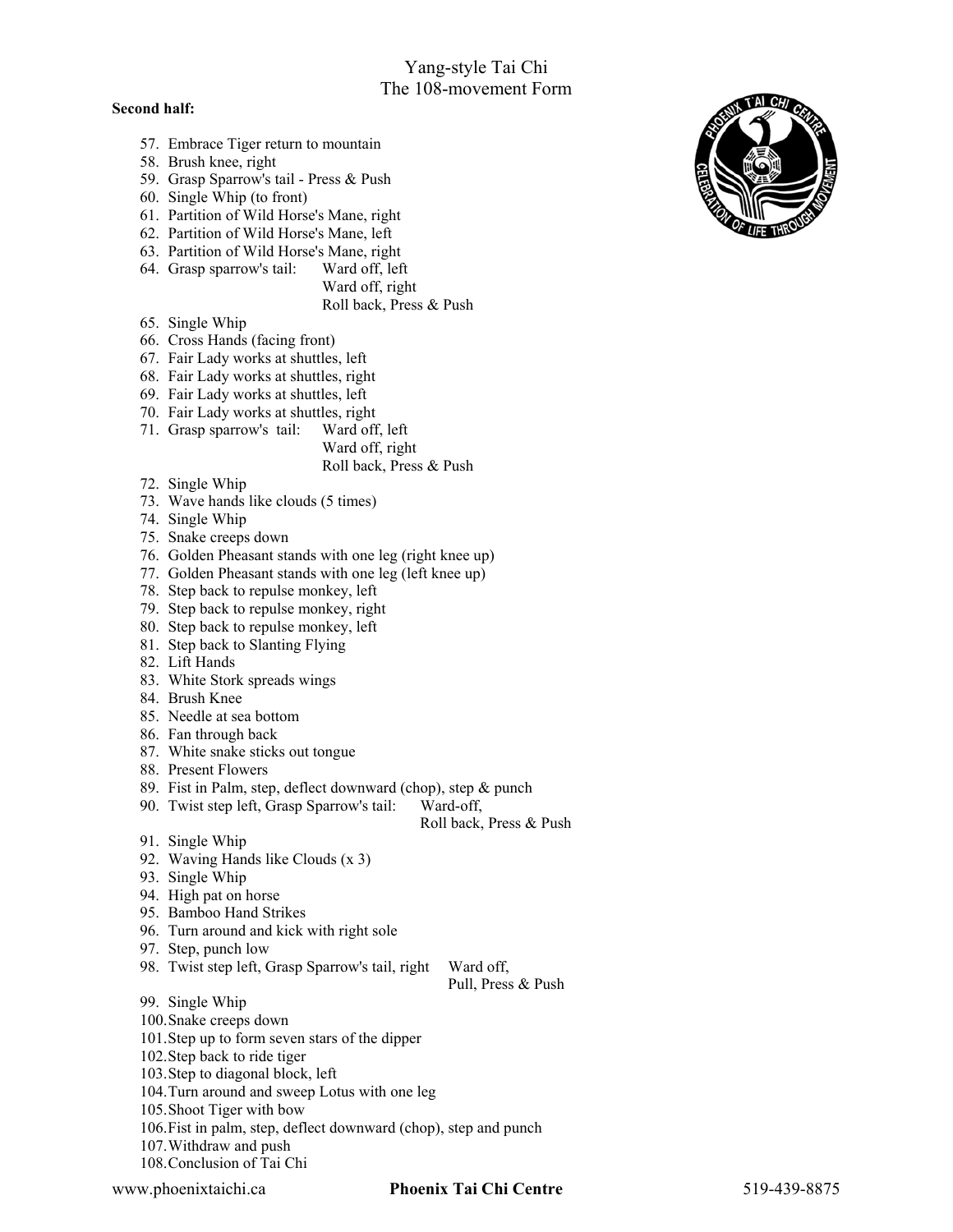# Yang-style Tai Chi
## The 108-movement Form

**Second half:**

57. Embrace Tiger return to mountain
58. Brush knee, right
59. Grasp Sparrow's tail - Press & Push
60. Single Whip (to front)
61. Partition of Wild Horse's Mane, right
62. Partition of Wild Horse's Mane, left
63. Partition of Wild Horse's Mane, right
64. Grasp sparrow's tail: Ward off, left
    Ward off, right
    Roll back, Press & Push
65. Single Whip
66. Cross Hands (facing front)
67. Fair Lady works at shuttles, left
68. Fair Lady works at shuttles, right
69. Fair Lady works at shuttles, left
70. Fair Lady works at shuttles, right
71. Grasp sparrow's tail: Ward off, left
    Ward off, right
    Roll back, Press & Push
72. Single Whip
73. Wave hands like clouds (5 times)
74. Single Whip
75. Snake creeps down
76. Golden Pheasant stands with one leg (right knee up)
77. Golden Pheasant stands with one leg (left knee up)
78. Step back to repulse monkey, left
79. Step back to repulse monkey, right
80. Step back to repulse monkey, left
81. Step back to Slanting Flying
82. Lift Hands
83. White Stork spreads wings
84. Brush Knee
85. Needle at sea bottom
86. Fan through back
87. White snake sticks out tongue
88. Present Flowers
89. Fist in Palm, step, deflect downward (chop), step & punch
90. Twist step left, Grasp Sparrow's tail: Ward-off,
    Roll back, Press & Push
91. Single Whip
92. Waving Hands like Clouds (x 3)
93. Single Whip
94. High pat on horse
95. Bamboo Hand Strikes
96. Turn around and kick with right sole
97. Step, punch low
98. Twist step left, Grasp Sparrow's tail, right Ward off,
    Pull, Press & Push
99. Single Whip
100. Snake creeps down
101. Step up to form seven stars of the dipper
102. Step back to ride tiger
103. Step to diagonal block, left
104. Turn around and sweep Lotus with one leg
105. Shoot Tiger with bow
106. Fist in palm, step, deflect downward (chop), step and punch
107. Withdraw and push
108. Conclusion of Tai Chi

www.phoenixtaichi.ca **Phoenix Tai Chi Centre** 519-439-8875